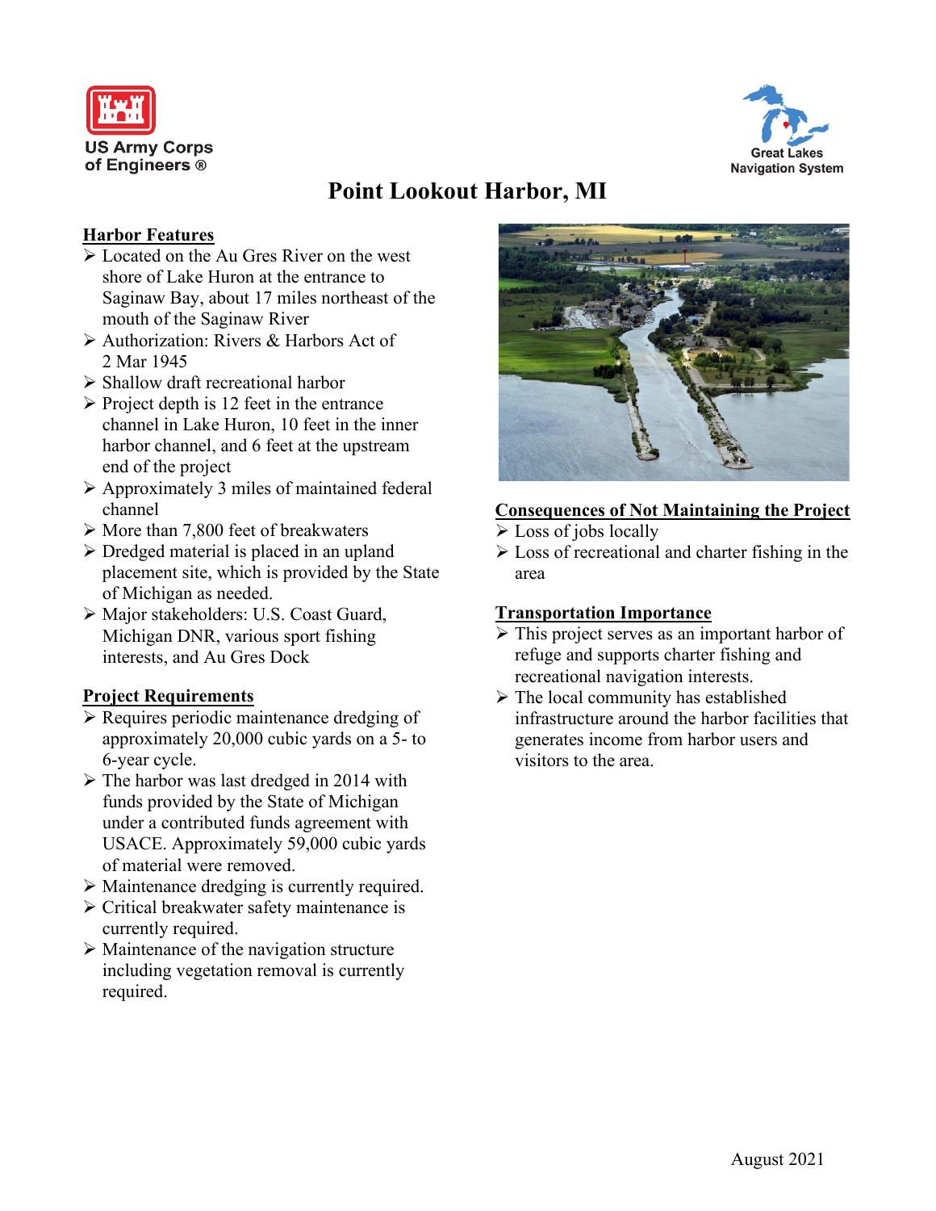US Army Corps of Engineers ®

Great Lakes Navigation System

# Point Lookout Harbor, MI

## Harbor Features

- Located on the Au Gres River on the west shore of Lake Huron at the entrance to Saginaw Bay, about 17 miles northeast of the mouth of the Saginaw River
- Authorization: Rivers & Harbors Act of 2 Mar 1945
- Shallow draft recreational harbor
- Project depth is 12 feet in the entrance channel in Lake Huron, 10 feet in the inner harbor channel, and 6 feet at the upstream end of the project
- Approximately 3 miles of maintained federal channel
- More than 7,800 feet of breakwaters
- Dredged material is placed in an upland placement site, which is provided by the State of Michigan as needed.
- Major stakeholders: U.S. Coast Guard, Michigan DNR, various sport fishing interests, and Au Gres Dock

## Project Requirements

- Requires periodic maintenance dredging of approximately 20,000 cubic yards on a 5- to 6-year cycle.
- The harbor was last dredged in 2014 with funds provided by the State of Michigan under a contributed funds agreement with USACE. Approximately 59,000 cubic yards of material were removed.
- Maintenance dredging is currently required.
- Critical breakwater safety maintenance is currently required.
- Maintenance of the navigation structure including vegetation removal is currently required.

## Consequences of Not Maintaining the Project

- Loss of jobs locally
- Loss of recreational and charter fishing in the area

## Transportation Importance

- This project serves as an important harbor of refuge and supports charter fishing and recreational navigation interests.
- The local community has established infrastructure around the harbor facilities that generates income from harbor users and visitors to the area.

August 2021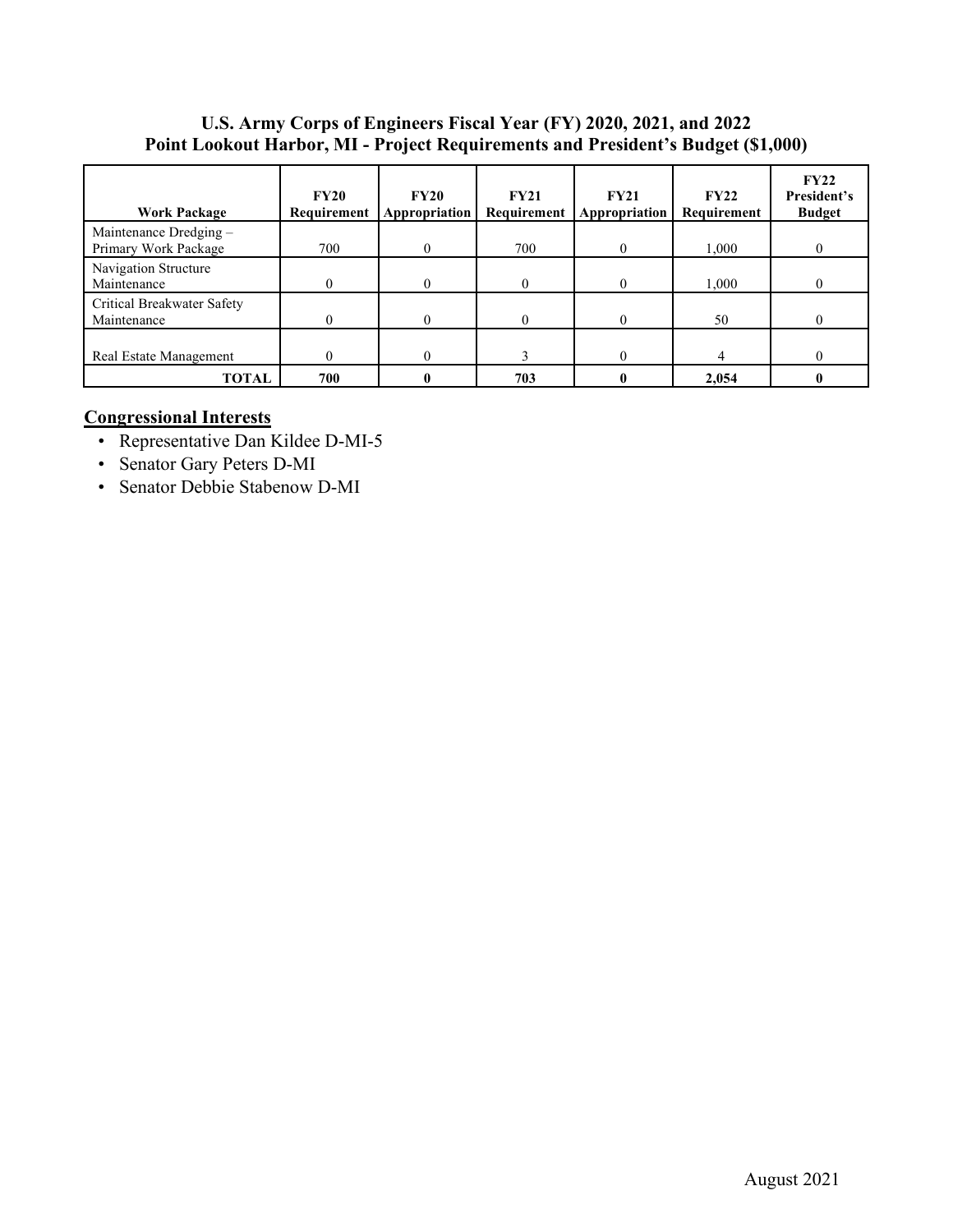## U.S. Army Corps of Engineers Fiscal Year (FY) 2020, 2021, and 2022 Point Lookout Harbor, MI - Project Requirements and President's Budget ($1,000)

| Work Package | FY20 Requirement | FY20 Appropriation | FY21 Requirement | FY21 Appropriation | FY22 Requirement | FY22 President's Budget |
|---|---|---|---|---|---|---|
| Maintenance Dredging – Primary Work Package | 700 | 0 | 700 | 0 | 1,000 | 0 |
| Navigation Structure Maintenance | 0 | 0 | 0 | 0 | 1,000 | 0 |
| Critical Breakwater Safety Maintenance | 0 | 0 | 0 | 0 | 50 | 0 |
| Real Estate Management | 0 | 0 | 3 | 0 | 4 | 0 |
| **TOTAL** | **700** | **0** | **703** | **0** | **2,054** | **0** |

**Congressional Interests**

- Representative Dan Kildee D-MI-5
- Senator Gary Peters D-MI
- Senator Debbie Stabenow D-MI

August 2021